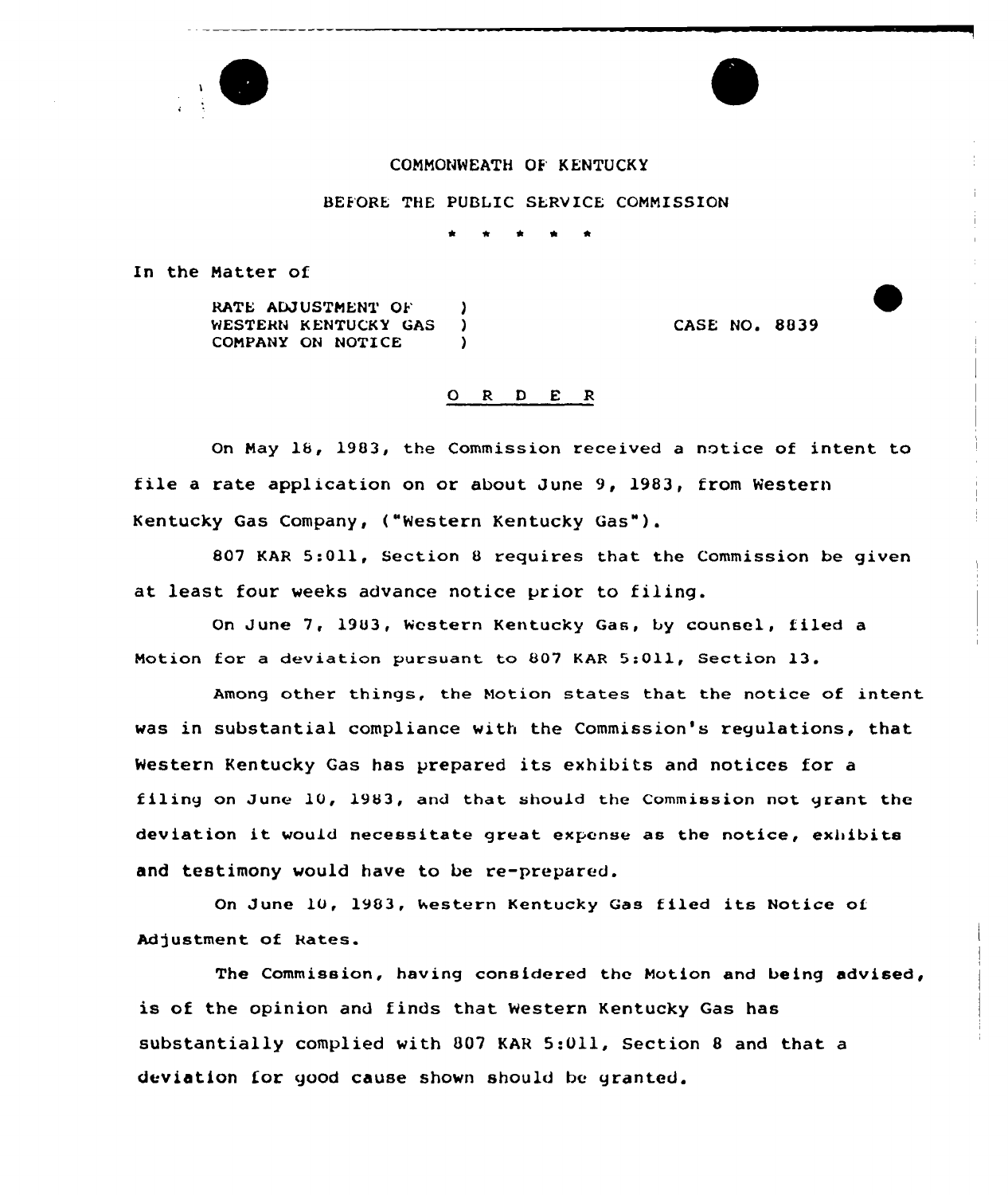COMMONWEALTH OF KENTUCKY

BEFORE THE PUBLIC SERVICE COMMISSION

\* \* \* \* \*

In the Matter of

RATE ADJUSTMENT OF WESTERN KENTUCKY GAS COMPANY ON NOTICE ) CASE NO. 8839

O R D E R

On May 18, 1983, the Commission received a notice of intent to file a rate application on or about June 9, 1983, from Western Kentucky Gas Company, ("Western Kentucky Gas").

807 KAR 5:011, Section 8 requires that the Commission be given at least four weeks advance notice prior to filing.

On June 7, 1983, Western Kentucky Gas, by counsel, filed a Motion for a deviation pursuant to 807 KAR 5:011, Section 13.

Among other things, the Motion states that the notice of intent was in substantial compliance with the Commission's regulations, that Western Kentucky Gas has prepared its exhibits and notices for a filing on June 10, 1983, and that should the Commission not grant the deviation it would necessitate great expense as the notice, exhibits and testimony would have to be re-prepared.

On June 10, 1983, Western Kentucky Gas filed its Notice of Adjustment of Rates.

The Commission, having considered the Motion and being advised, is of the opinion and finds that Western Kentucky Gas has substantially complied with 807 KAR 5:011, Section 8 and that a deviation for good cause shown should be granted.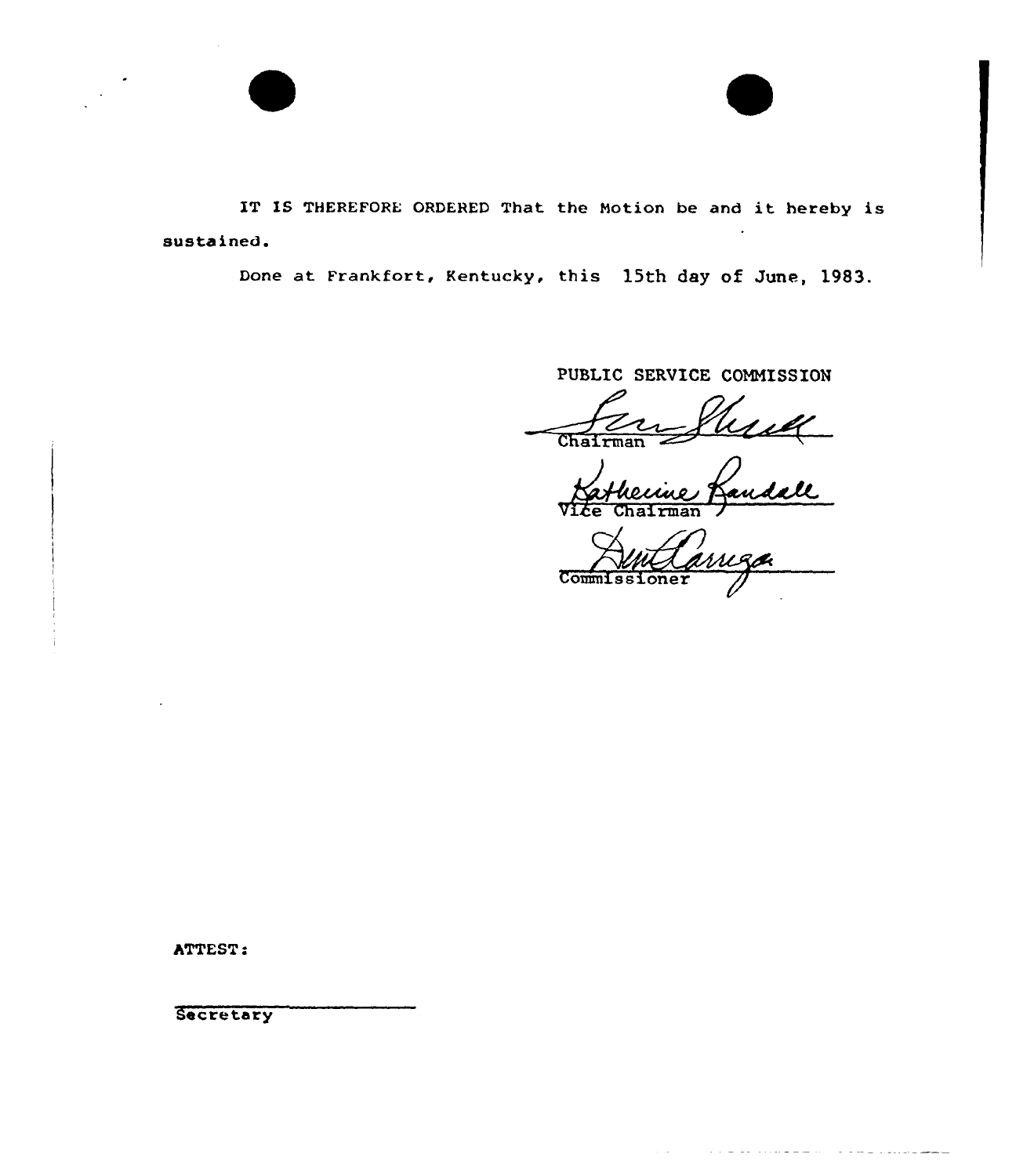IT IS THEREFORE ORDERED That the Motion be and it hereby is sustained.

Done at Frankfort, Kentucky, this 15th day of June, 1983.

PUBLIC SERVICE COMMISSION

Chairman

Vice Chairman

Commissioner

ATTEST:

Secretary